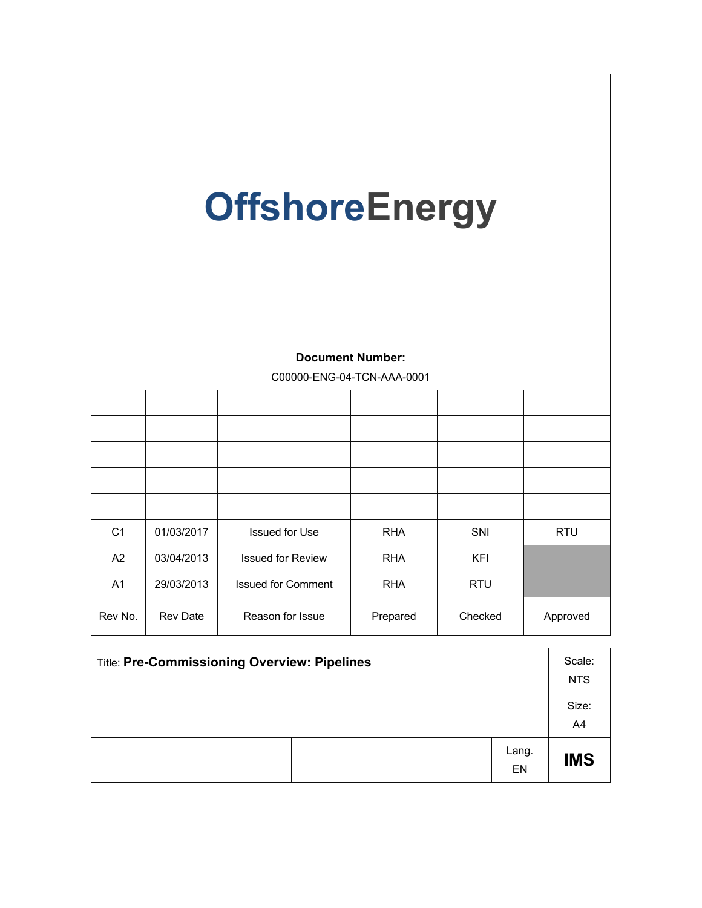# OffshoreEnergy

**Document Number:**

C00000-ENG-04-TCN-AAA-0001

| | | | | | |
|---|---|---|---|---|---|
| | | | | | |
| | | | | | |
| | | | | | |
| | | | | | |
| | | | | | |
| C1 | 01/03/2017 | Issued for Use | RHA | SNI | RTU |
| A2 | 03/04/2013 | Issued for Review | RHA | KFI | |
| A1 | 29/03/2013 | Issued for Comment | RHA | RTU | |
| Rev No. | Rev Date | Reason for Issue | Prepared | Checked | Approved |

| Title: **Pre-Commissioning Overview: Pipelines** | | | Scale: NTS |
|---|---|---|---|
| | | | Size: A4 |
| | | Lang. EN | **IMS** |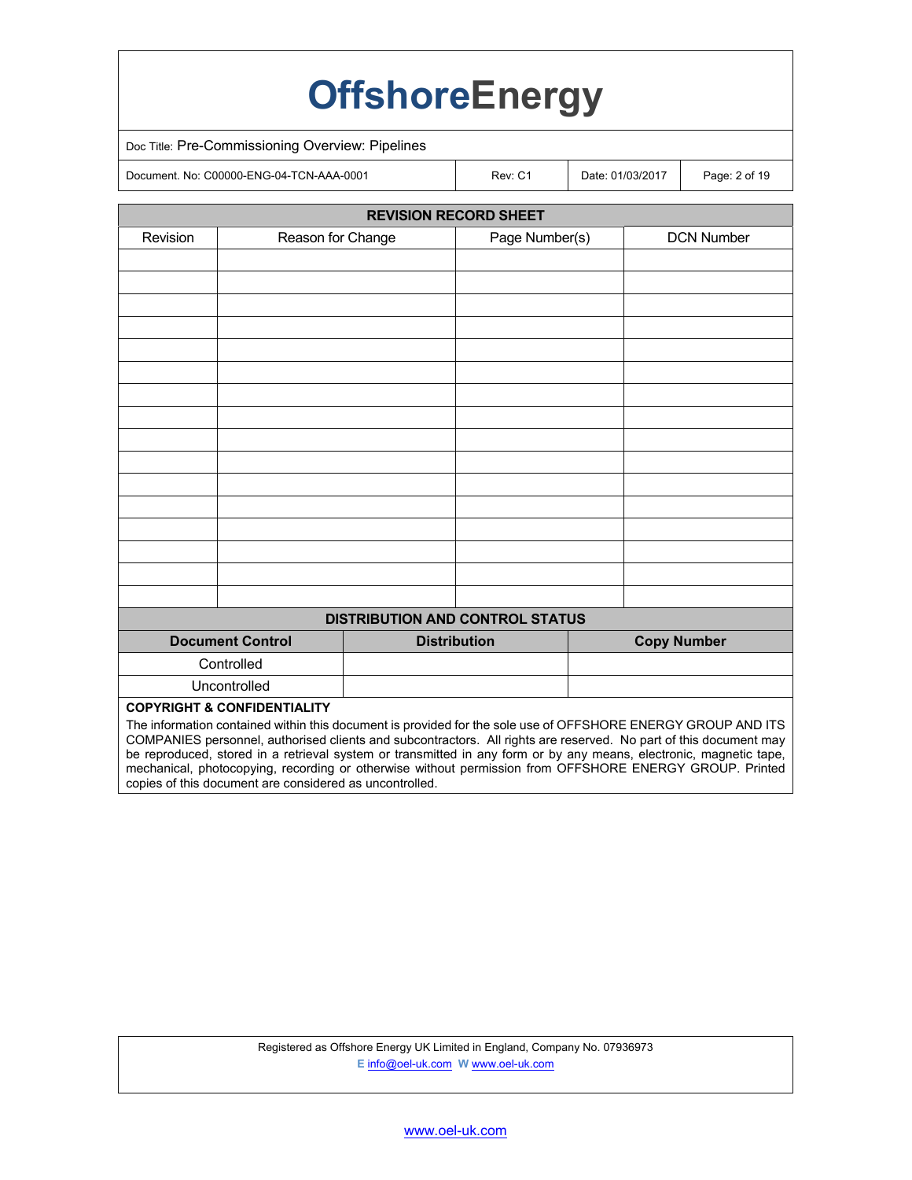## REVISION RECORD SHEET

| Revision | Reason for Change | Page Number(s) | DCN Number |
|---|---|---|---|
| | | | |
| | | | |
| | | | |
| | | | |
| | | | |
| | | | |
| | | | |
| | | | |
| | | | |
| | | | |
| | | | |
| | | | |
| | | | |
| | | | |
| | | | |
| | | | |

## DISTRIBUTION AND CONTROL STATUS

| Document Control | Distribution | Copy Number |
|---|---|---|
| Controlled | | |
| Uncontrolled | | |

**COPYRIGHT & CONFIDENTIALITY**

The information contained within this document is provided for the sole use of OFFSHORE ENERGY GROUP AND ITS COMPANIES personnel, authorised clients and subcontractors. All rights are reserved. No part of this document may be reproduced, stored in a retrieval system or transmitted in any form or by any means, electronic, magnetic tape, mechanical, photocopying, recording or otherwise without permission from OFFSHORE ENERGY GROUP. Printed copies of this document are considered as uncontrolled.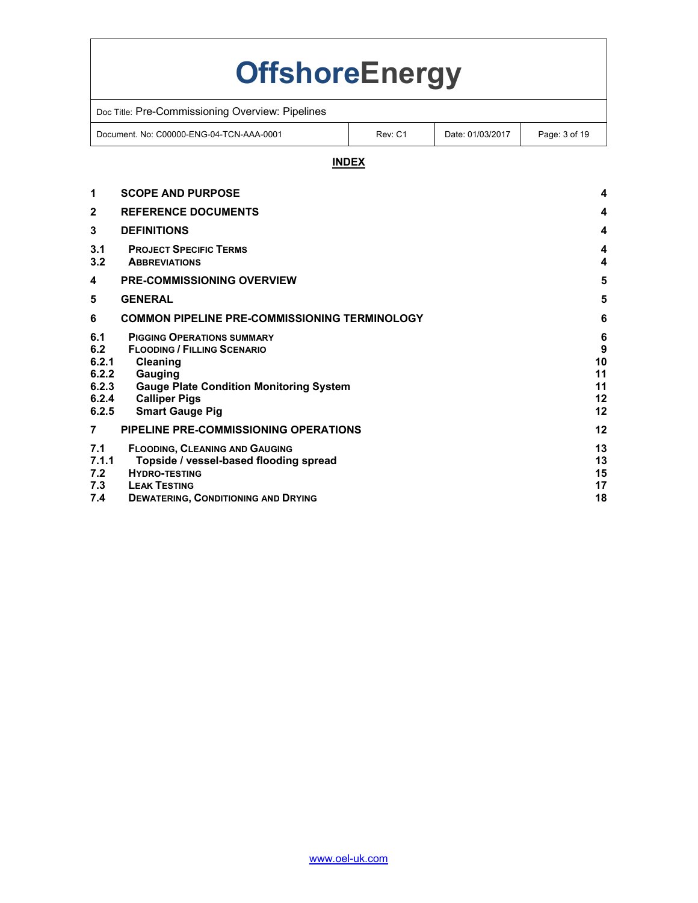## INDEX

| | | |
|---|---|---|
| 1 | SCOPE AND PURPOSE | 4 |
| 2 | REFERENCE DOCUMENTS | 4 |
| 3 | DEFINITIONS | 4 |
| 3.1 | PROJECT SPECIFIC TERMS | 4 |
| 3.2 | ABBREVIATIONS | 4 |
| 4 | PRE-COMMISSIONING OVERVIEW | 5 |
| 5 | GENERAL | 5 |
| 6 | COMMON PIPELINE PRE-COMMISSIONING TERMINOLOGY | 6 |
| 6.1 | PIGGING OPERATIONS SUMMARY | 6 |
| 6.2 | FLOODING / FILLING SCENARIO | 9 |
| 6.2.1 | Cleaning | 10 |
| 6.2.2 | Gauging | 11 |
| 6.2.3 | Gauge Plate Condition Monitoring System | 11 |
| 6.2.4 | Calliper Pigs | 12 |
| 6.2.5 | Smart Gauge Pig | 12 |
| 7 | PIPELINE PRE-COMMISSIONING OPERATIONS | 12 |
| 7.1 | FLOODING, CLEANING AND GAUGING | 13 |
| 7.1.1 | Topside / vessel-based flooding spread | 13 |
| 7.2 | HYDRO-TESTING | 15 |
| 7.3 | LEAK TESTING | 17 |
| 7.4 | DEWATERING, CONDITIONING AND DRYING | 18 |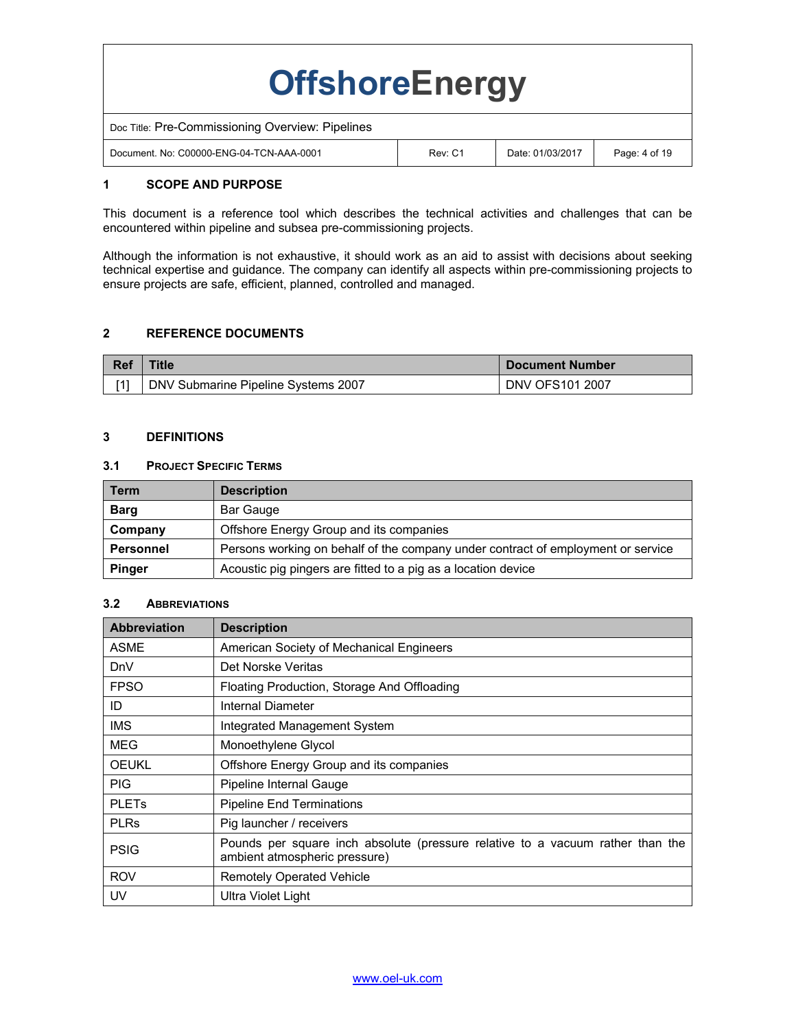## 1 SCOPE AND PURPOSE

This document is a reference tool which describes the technical activities and challenges that can be encountered within pipeline and subsea pre-commissioning projects.

Although the information is not exhaustive, it should work as an aid to assist with decisions about seeking technical expertise and guidance. The company can identify all aspects within pre-commissioning projects to ensure projects are safe, efficient, planned, controlled and managed.

## 2 REFERENCE DOCUMENTS

| Ref | Title | Document Number |
| --- | --- | --- |
| [1] | DNV Submarine Pipeline Systems 2007 | DNV OFS101 2007 |

## 3 DEFINITIONS

### 3.1 Project Specific Terms

| Term | Description |
| --- | --- |
| **Barg** | Bar Gauge |
| **Company** | Offshore Energy Group and its companies |
| **Personnel** | Persons working on behalf of the company under contract of employment or service |
| **Pinger** | Acoustic pig pingers are fitted to a pig as a location device |

### 3.2 Abbreviations

| Abbreviation | Description |
| --- | --- |
| ASME | American Society of Mechanical Engineers |
| DnV | Det Norske Veritas |
| FPSO | Floating Production, Storage And Offloading |
| ID | Internal Diameter |
| IMS | Integrated Management System |
| MEG | Monoethylene Glycol |
| OEUKL | Offshore Energy Group and its companies |
| PIG | Pipeline Internal Gauge |
| PLETs | Pipeline End Terminations |
| PLRs | Pig launcher / receivers |
| PSIG | Pounds per square inch absolute (pressure relative to a vacuum rather than the ambient atmospheric pressure) |
| ROV | Remotely Operated Vehicle |
| UV | Ultra Violet Light |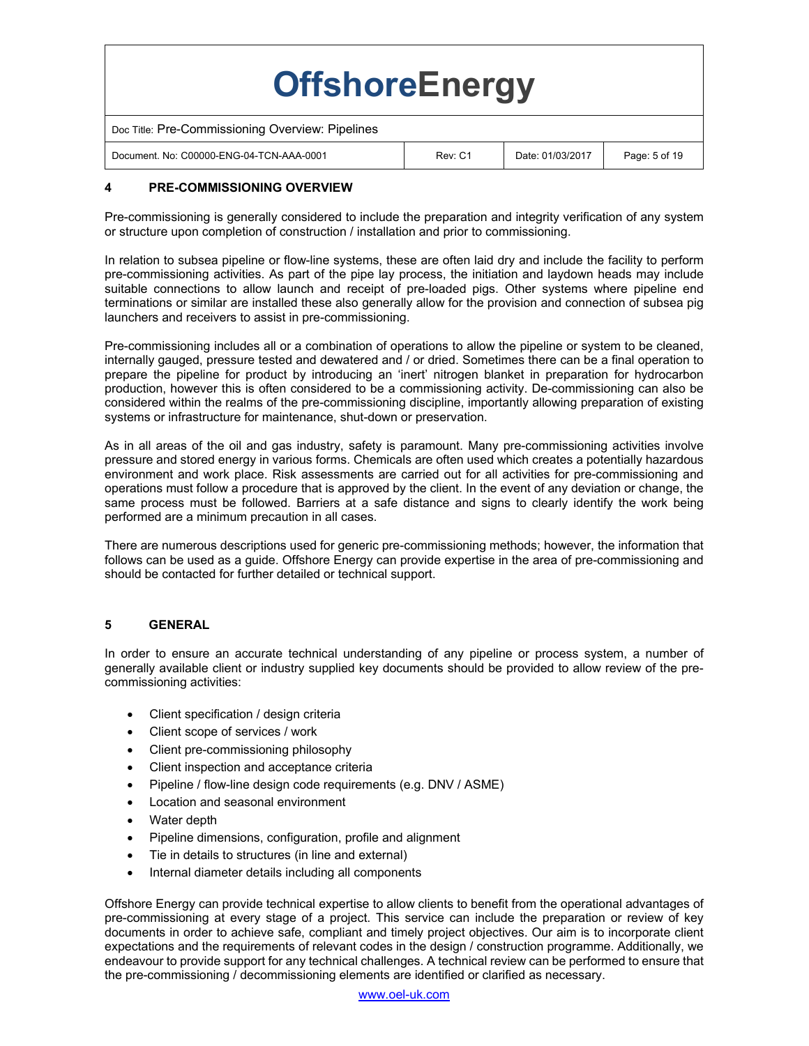## 4 PRE-COMMISSIONING OVERVIEW

Pre-commissioning is generally considered to include the preparation and integrity verification of any system or structure upon completion of construction / installation and prior to commissioning.

In relation to subsea pipeline or flow-line systems, these are often laid dry and include the facility to perform pre-commissioning activities. As part of the pipe lay process, the initiation and laydown heads may include suitable connections to allow launch and receipt of pre-loaded pigs. Other systems where pipeline end terminations or similar are installed these also generally allow for the provision and connection of subsea pig launchers and receivers to assist in pre-commissioning.

Pre-commissioning includes all or a combination of operations to allow the pipeline or system to be cleaned, internally gauged, pressure tested and dewatered and / or dried. Sometimes there can be a final operation to prepare the pipeline for product by introducing an 'inert' nitrogen blanket in preparation for hydrocarbon production, however this is often considered to be a commissioning activity. De-commissioning can also be considered within the realms of the pre-commissioning discipline, importantly allowing preparation of existing systems or infrastructure for maintenance, shut-down or preservation.

As in all areas of the oil and gas industry, safety is paramount. Many pre-commissioning activities involve pressure and stored energy in various forms. Chemicals are often used which creates a potentially hazardous environment and work place. Risk assessments are carried out for all activities for pre-commissioning and operations must follow a procedure that is approved by the client. In the event of any deviation or change, the same process must be followed. Barriers at a safe distance and signs to clearly identify the work being performed are a minimum precaution in all cases.

There are numerous descriptions used for generic pre-commissioning methods; however, the information that follows can be used as a guide. Offshore Energy can provide expertise in the area of pre-commissioning and should be contacted for further detailed or technical support.

## 5 GENERAL

In order to ensure an accurate technical understanding of any pipeline or process system, a number of generally available client or industry supplied key documents should be provided to allow review of the pre-commissioning activities:

- Client specification / design criteria
- Client scope of services / work
- Client pre-commissioning philosophy
- Client inspection and acceptance criteria
- Pipeline / flow-line design code requirements (e.g. DNV / ASME)
- Location and seasonal environment
- Water depth
- Pipeline dimensions, configuration, profile and alignment
- Tie in details to structures (in line and external)
- Internal diameter details including all components

Offshore Energy can provide technical expertise to allow clients to benefit from the operational advantages of pre-commissioning at every stage of a project. This service can include the preparation or review of key documents in order to achieve safe, compliant and timely project objectives. Our aim is to incorporate client expectations and the requirements of relevant codes in the design / construction programme. Additionally, we endeavour to provide support for any technical challenges. A technical review can be performed to ensure that the pre-commissioning / decommissioning elements are identified or clarified as necessary.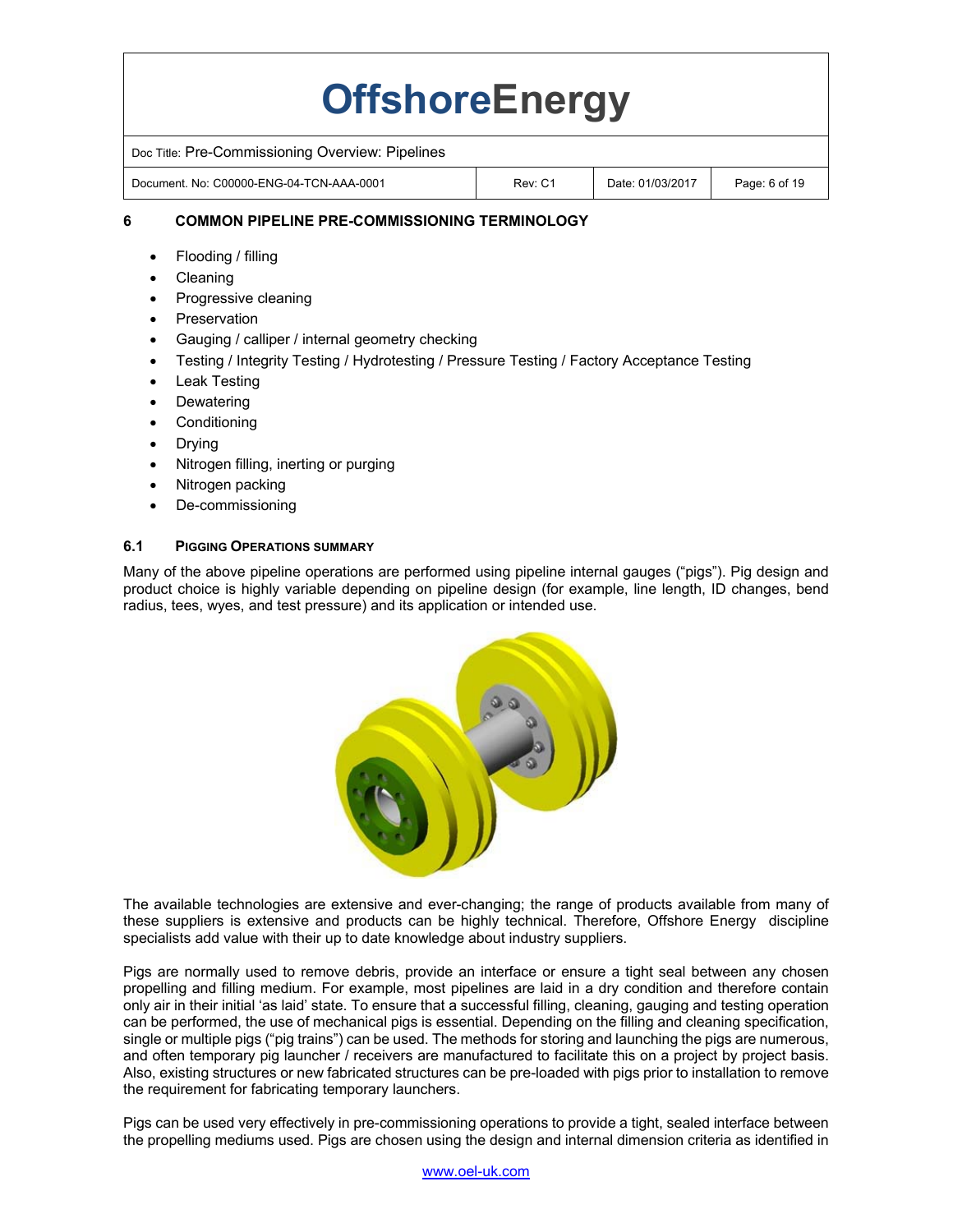## 6 COMMON PIPELINE PRE-COMMISSIONING TERMINOLOGY

- Flooding / filling
- Cleaning
- Progressive cleaning
- Preservation
- Gauging / calliper / internal geometry checking
- Testing / Integrity Testing / Hydrotesting / Pressure Testing / Factory Acceptance Testing
- Leak Testing
- Dewatering
- Conditioning
- Drying
- Nitrogen filling, inerting or purging
- Nitrogen packing
- De-commissioning

### 6.1 PIGGING OPERATIONS SUMMARY

Many of the above pipeline operations are performed using pipeline internal gauges ("pigs"). Pig design and product choice is highly variable depending on pipeline design (for example, line length, ID changes, bend radius, tees, wyes, and test pressure) and its application or intended use.

The available technologies are extensive and ever-changing; the range of products available from many of these suppliers is extensive and products can be highly technical. Therefore, Offshore Energy discipline specialists add value with their up to date knowledge about industry suppliers.

Pigs are normally used to remove debris, provide an interface or ensure a tight seal between any chosen propelling and filling medium. For example, most pipelines are laid in a dry condition and therefore contain only air in their initial 'as laid' state. To ensure that a successful filling, cleaning, gauging and testing operation can be performed, the use of mechanical pigs is essential. Depending on the filling and cleaning specification, single or multiple pigs ("pig trains") can be used. The methods for storing and launching the pigs are numerous, and often temporary pig launcher / receivers are manufactured to facilitate this on a project by project basis. Also, existing structures or new fabricated structures can be pre-loaded with pigs prior to installation to remove the requirement for fabricating temporary launchers.

Pigs can be used very effectively in pre-commissioning operations to provide a tight, sealed interface between the propelling mediums used. Pigs are chosen using the design and internal dimension criteria as identified in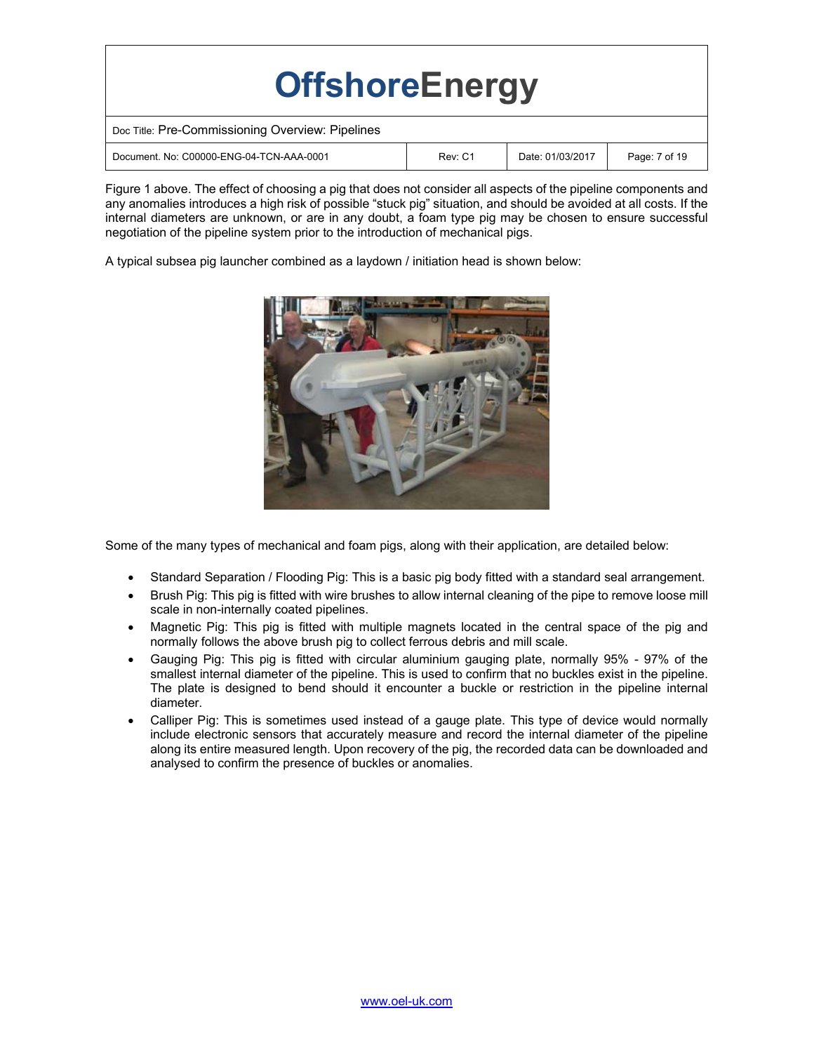Figure 1 above. The effect of choosing a pig that does not consider all aspects of the pipeline components and any anomalies introduces a high risk of possible "stuck pig" situation, and should be avoided at all costs. If the internal diameters are unknown, or are in any doubt, a foam type pig may be chosen to ensure successful negotiation of the pipeline system prior to the introduction of mechanical pigs.

A typical subsea pig launcher combined as a laydown / initiation head is shown below:

Some of the many types of mechanical and foam pigs, along with their application, are detailed below:

- Standard Separation / Flooding Pig: This is a basic pig body fitted with a standard seal arrangement.
- Brush Pig: This pig is fitted with wire brushes to allow internal cleaning of the pipe to remove loose mill scale in non-internally coated pipelines.
- Magnetic Pig: This pig is fitted with multiple magnets located in the central space of the pig and normally follows the above brush pig to collect ferrous debris and mill scale.
- Gauging Pig: This pig is fitted with circular aluminium gauging plate, normally 95% - 97% of the smallest internal diameter of the pipeline. This is used to confirm that no buckles exist in the pipeline. The plate is designed to bend should it encounter a buckle or restriction in the pipeline internal diameter.
- Calliper Pig: This is sometimes used instead of a gauge plate. This type of device would normally include electronic sensors that accurately measure and record the internal diameter of the pipeline along its entire measured length. Upon recovery of the pig, the recorded data can be downloaded and analysed to confirm the presence of buckles or anomalies.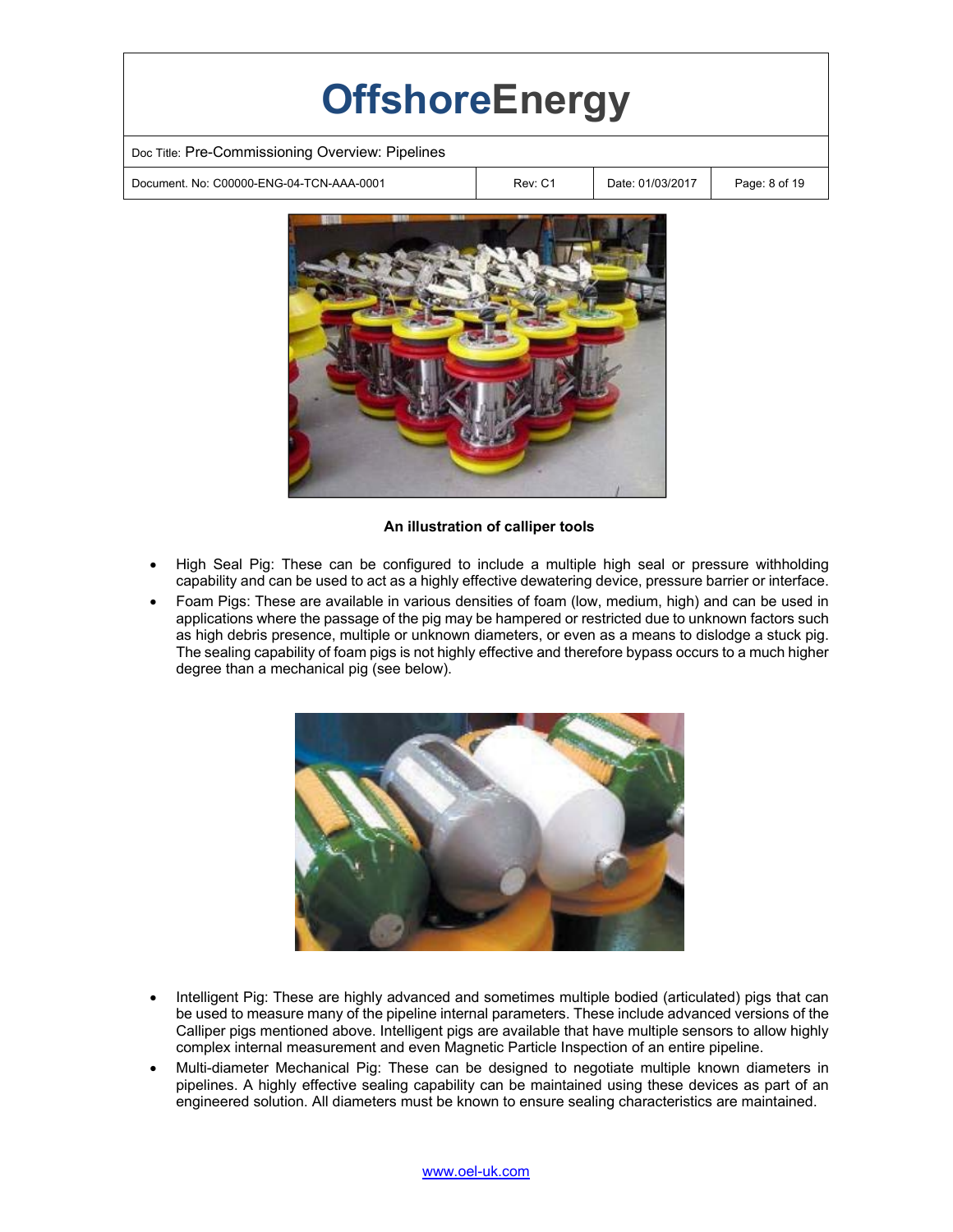**An illustration of calliper tools**

- High Seal Pig: These can be configured to include a multiple high seal or pressure withholding capability and can be used to act as a highly effective dewatering device, pressure barrier or interface.
- Foam Pigs: These are available in various densities of foam (low, medium, high) and can be used in applications where the passage of the pig may be hampered or restricted due to unknown factors such as high debris presence, multiple or unknown diameters, or even as a means to dislodge a stuck pig. The sealing capability of foam pigs is not highly effective and therefore bypass occurs to a much higher degree than a mechanical pig (see below).

- Intelligent Pig: These are highly advanced and sometimes multiple bodied (articulated) pigs that can be used to measure many of the pipeline internal parameters. These include advanced versions of the Calliper pigs mentioned above. Intelligent pigs are available that have multiple sensors to allow highly complex internal measurement and even Magnetic Particle Inspection of an entire pipeline.
- Multi-diameter Mechanical Pig: These can be designed to negotiate multiple known diameters in pipelines. A highly effective sealing capability can be maintained using these devices as part of an engineered solution. All diameters must be known to ensure sealing characteristics are maintained.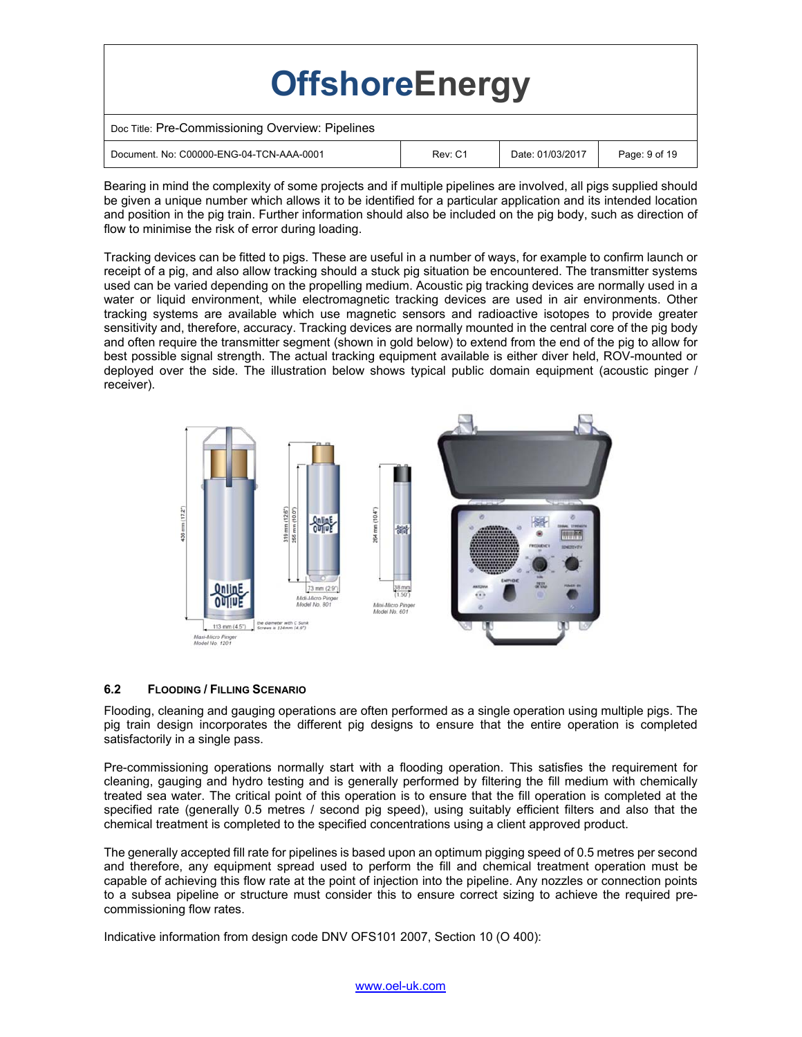Bearing in mind the complexity of some projects and if multiple pipelines are involved, all pigs supplied should be given a unique number which allows it to be identified for a particular application and its intended location and position in the pig train. Further information should also be included on the pig body, such as direction of flow to minimise the risk of error during loading.

Tracking devices can be fitted to pigs. These are useful in a number of ways, for example to confirm launch or receipt of a pig, and also allow tracking should a stuck pig situation be encountered. The transmitter systems used can be varied depending on the propelling medium. Acoustic pig tracking devices are normally used in a water or liquid environment, while electromagnetic tracking devices are used in air environments. Other tracking systems are available which use magnetic sensors and radioactive isotopes to provide greater sensitivity and, therefore, accuracy. Tracking devices are normally mounted in the central core of the pig body and often require the transmitter segment (shown in gold below) to extend from the end of the pig to allow for best possible signal strength. The actual tracking equipment available is either diver held, ROV-mounted or deployed over the side. The illustration below shows typical public domain equipment (acoustic pinger / receiver).

### 6.2 FLOODING / FILLING SCENARIO

Flooding, cleaning and gauging operations are often performed as a single operation using multiple pigs. The pig train design incorporates the different pig designs to ensure that the entire operation is completed satisfactorily in a single pass.

Pre-commissioning operations normally start with a flooding operation. This satisfies the requirement for cleaning, gauging and hydro testing and is generally performed by filtering the fill medium with chemically treated sea water. The critical point of this operation is to ensure that the fill operation is completed at the specified rate (generally 0.5 metres / second pig speed), using suitably efficient filters and also that the chemical treatment is completed to the specified concentrations using a client approved product.

The generally accepted fill rate for pipelines is based upon an optimum pigging speed of 0.5 metres per second and therefore, any equipment spread used to perform the fill and chemical treatment operation must be capable of achieving this flow rate at the point of injection into the pipeline. Any nozzles or connection points to a subsea pipeline or structure must consider this to ensure correct sizing to achieve the required pre-commissioning flow rates.

Indicative information from design code DNV OFS101 2007, Section 10 (O 400):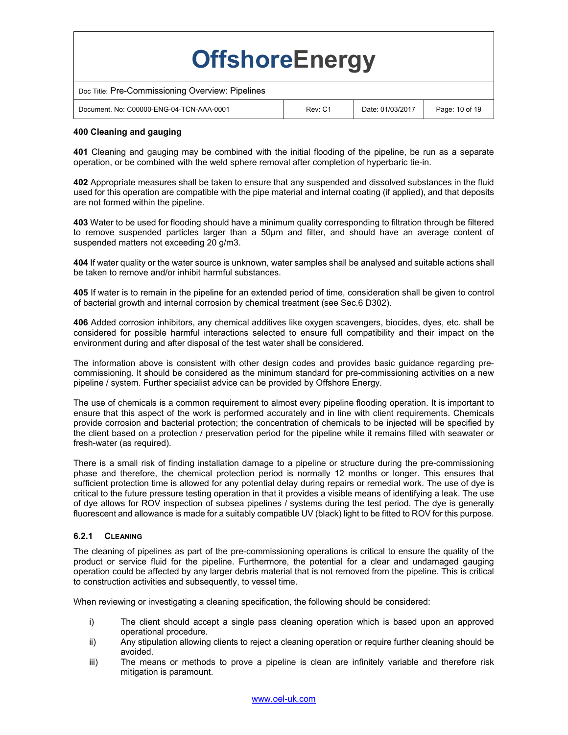**400 Cleaning and gauging**

**401** Cleaning and gauging may be combined with the initial flooding of the pipeline, be run as a separate operation, or be combined with the weld sphere removal after completion of hyperbaric tie-in.

**402** Appropriate measures shall be taken to ensure that any suspended and dissolved substances in the fluid used for this operation are compatible with the pipe material and internal coating (if applied), and that deposits are not formed within the pipeline.

**403** Water to be used for flooding should have a minimum quality corresponding to filtration through be filtered to remove suspended particles larger than a 50μm and filter, and should have an average content of suspended matters not exceeding 20 g/m3.

**404** If water quality or the water source is unknown, water samples shall be analysed and suitable actions shall be taken to remove and/or inhibit harmful substances.

**405** If water is to remain in the pipeline for an extended period of time, consideration shall be given to control of bacterial growth and internal corrosion by chemical treatment (see Sec.6 D302).

**406** Added corrosion inhibitors, any chemical additives like oxygen scavengers, biocides, dyes, etc. shall be considered for possible harmful interactions selected to ensure full compatibility and their impact on the environment during and after disposal of the test water shall be considered.

The information above is consistent with other design codes and provides basic guidance regarding pre-commissioning. It should be considered as the minimum standard for pre-commissioning activities on a new pipeline / system. Further specialist advice can be provided by Offshore Energy.

The use of chemicals is a common requirement to almost every pipeline flooding operation. It is important to ensure that this aspect of the work is performed accurately and in line with client requirements. Chemicals provide corrosion and bacterial protection; the concentration of chemicals to be injected will be specified by the client based on a protection / preservation period for the pipeline while it remains filled with seawater or fresh-water (as required).

There is a small risk of finding installation damage to a pipeline or structure during the pre-commissioning phase and therefore, the chemical protection period is normally 12 months or longer. This ensures that sufficient protection time is allowed for any potential delay during repairs or remedial work. The use of dye is critical to the future pressure testing operation in that it provides a visible means of identifying a leak. The use of dye allows for ROV inspection of subsea pipelines / systems during the test period. The dye is generally fluorescent and allowance is made for a suitably compatible UV (black) light to be fitted to ROV for this purpose.

### 6.2.1 Cleaning

The cleaning of pipelines as part of the pre-commissioning operations is critical to ensure the quality of the product or service fluid for the pipeline. Furthermore, the potential for a clear and undamaged gauging operation could be affected by any larger debris material that is not removed from the pipeline. This is critical to construction activities and subsequently, to vessel time.

When reviewing or investigating a cleaning specification, the following should be considered:

i) The client should accept a single pass cleaning operation which is based upon an approved operational procedure.

ii) Any stipulation allowing clients to reject a cleaning operation or require further cleaning should be avoided.

iii) The means or methods to prove a pipeline is clean are infinitely variable and therefore risk mitigation is paramount.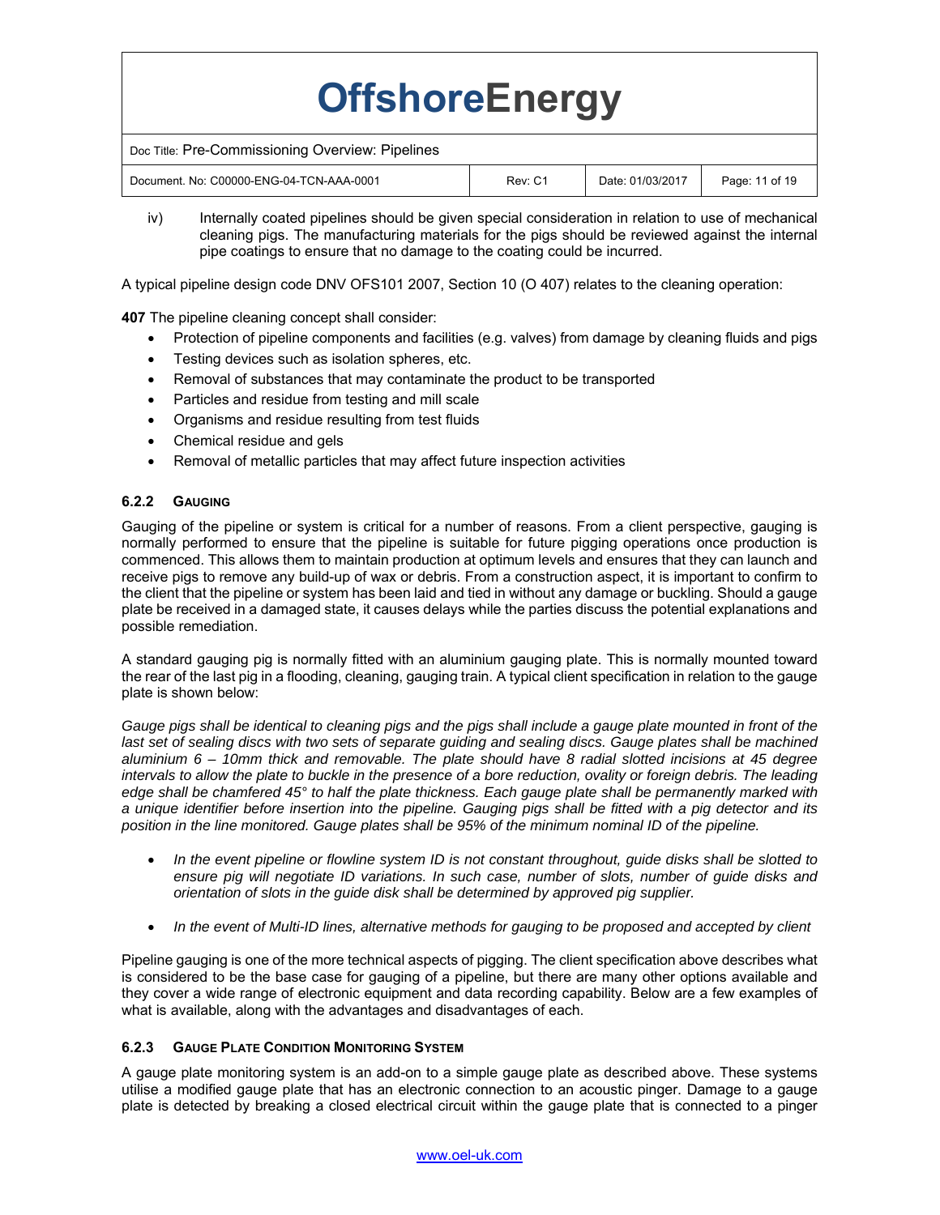iv) Internally coated pipelines should be given special consideration in relation to use of mechanical cleaning pigs. The manufacturing materials for the pigs should be reviewed against the internal pipe coatings to ensure that no damage to the coating could be incurred.

A typical pipeline design code DNV OFS101 2007, Section 10 (O 407) relates to the cleaning operation:

**407** The pipeline cleaning concept shall consider:

- Protection of pipeline components and facilities (e.g. valves) from damage by cleaning fluids and pigs
- Testing devices such as isolation spheres, etc.
- Removal of substances that may contaminate the product to be transported
- Particles and residue from testing and mill scale
- Organisms and residue resulting from test fluids
- Chemical residue and gels
- Removal of metallic particles that may affect future inspection activities

### 6.2.2 Gauging

Gauging of the pipeline or system is critical for a number of reasons. From a client perspective, gauging is normally performed to ensure that the pipeline is suitable for future pigging operations once production is commenced. This allows them to maintain production at optimum levels and ensures that they can launch and receive pigs to remove any build-up of wax or debris. From a construction aspect, it is important to confirm to the client that the pipeline or system has been laid and tied in without any damage or buckling. Should a gauge plate be received in a damaged state, it causes delays while the parties discuss the potential explanations and possible remediation.

A standard gauging pig is normally fitted with an aluminium gauging plate. This is normally mounted toward the rear of the last pig in a flooding, cleaning, gauging train. A typical client specification in relation to the gauge plate is shown below:

*Gauge pigs shall be identical to cleaning pigs and the pigs shall include a gauge plate mounted in front of the last set of sealing discs with two sets of separate guiding and sealing discs. Gauge plates shall be machined aluminium 6 – 10mm thick and removable. The plate should have 8 radial slotted incisions at 45 degree intervals to allow the plate to buckle in the presence of a bore reduction, ovality or foreign debris. The leading edge shall be chamfered 45° to half the plate thickness. Each gauge plate shall be permanently marked with a unique identifier before insertion into the pipeline. Gauging pigs shall be fitted with a pig detector and its position in the line monitored. Gauge plates shall be 95% of the minimum nominal ID of the pipeline.*

- *In the event pipeline or flowline system ID is not constant throughout, guide disks shall be slotted to ensure pig will negotiate ID variations. In such case, number of slots, number of guide disks and orientation of slots in the guide disk shall be determined by approved pig supplier.*
- *In the event of Multi-ID lines, alternative methods for gauging to be proposed and accepted by client*

Pipeline gauging is one of the more technical aspects of pigging. The client specification above describes what is considered to be the base case for gauging of a pipeline, but there are many other options available and they cover a wide range of electronic equipment and data recording capability. Below are a few examples of what is available, along with the advantages and disadvantages of each.

### 6.2.3 Gauge Plate Condition Monitoring System

A gauge plate monitoring system is an add-on to a simple gauge plate as described above. These systems utilise a modified gauge plate that has an electronic connection to an acoustic pinger. Damage to a gauge plate is detected by breaking a closed electrical circuit within the gauge plate that is connected to a pinger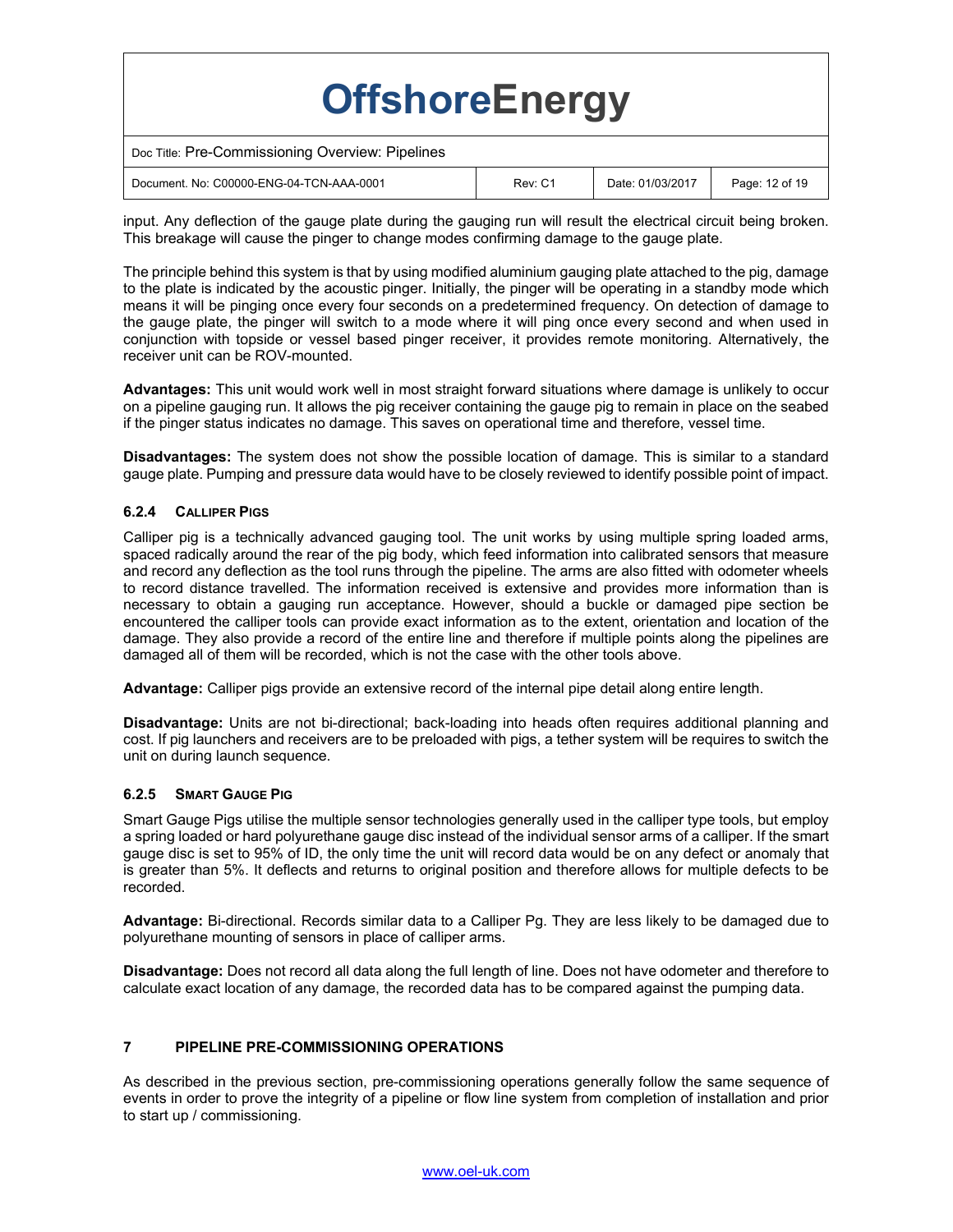input. Any deflection of the gauge plate during the gauging run will result the electrical circuit being broken. This breakage will cause the pinger to change modes confirming damage to the gauge plate.

The principle behind this system is that by using modified aluminium gauging plate attached to the pig, damage to the plate is indicated by the acoustic pinger. Initially, the pinger will be operating in a standby mode which means it will be pinging once every four seconds on a predetermined frequency. On detection of damage to the gauge plate, the pinger will switch to a mode where it will ping once every second and when used in conjunction with topside or vessel based pinger receiver, it provides remote monitoring. Alternatively, the receiver unit can be ROV-mounted.

**Advantages:** This unit would work well in most straight forward situations where damage is unlikely to occur on a pipeline gauging run. It allows the pig receiver containing the gauge pig to remain in place on the seabed if the pinger status indicates no damage. This saves on operational time and therefore, vessel time.

**Disadvantages:** The system does not show the possible location of damage. This is similar to a standard gauge plate. Pumping and pressure data would have to be closely reviewed to identify possible point of impact.

#### 6.2.4 Calliper Pigs

Calliper pig is a technically advanced gauging tool. The unit works by using multiple spring loaded arms, spaced radically around the rear of the pig body, which feed information into calibrated sensors that measure and record any deflection as the tool runs through the pipeline. The arms are also fitted with odometer wheels to record distance travelled. The information received is extensive and provides more information than is necessary to obtain a gauging run acceptance. However, should a buckle or damaged pipe section be encountered the calliper tools can provide exact information as to the extent, orientation and location of the damage. They also provide a record of the entire line and therefore if multiple points along the pipelines are damaged all of them will be recorded, which is not the case with the other tools above.

**Advantage:** Calliper pigs provide an extensive record of the internal pipe detail along entire length.

**Disadvantage:** Units are not bi-directional; back-loading into heads often requires additional planning and cost. If pig launchers and receivers are to be preloaded with pigs, a tether system will be requires to switch the unit on during launch sequence.

#### 6.2.5 Smart Gauge Pig

Smart Gauge Pigs utilise the multiple sensor technologies generally used in the calliper type tools, but employ a spring loaded or hard polyurethane gauge disc instead of the individual sensor arms of a calliper. If the smart gauge disc is set to 95% of ID, the only time the unit will record data would be on any defect or anomaly that is greater than 5%. It deflects and returns to original position and therefore allows for multiple defects to be recorded.

**Advantage:** Bi-directional. Records similar data to a Calliper Pg. They are less likely to be damaged due to polyurethane mounting of sensors in place of calliper arms.

**Disadvantage:** Does not record all data along the full length of line. Does not have odometer and therefore to calculate exact location of any damage, the recorded data has to be compared against the pumping data.

## 7 PIPELINE PRE-COMMISSIONING OPERATIONS

As described in the previous section, pre-commissioning operations generally follow the same sequence of events in order to prove the integrity of a pipeline or flow line system from completion of installation and prior to start up / commissioning.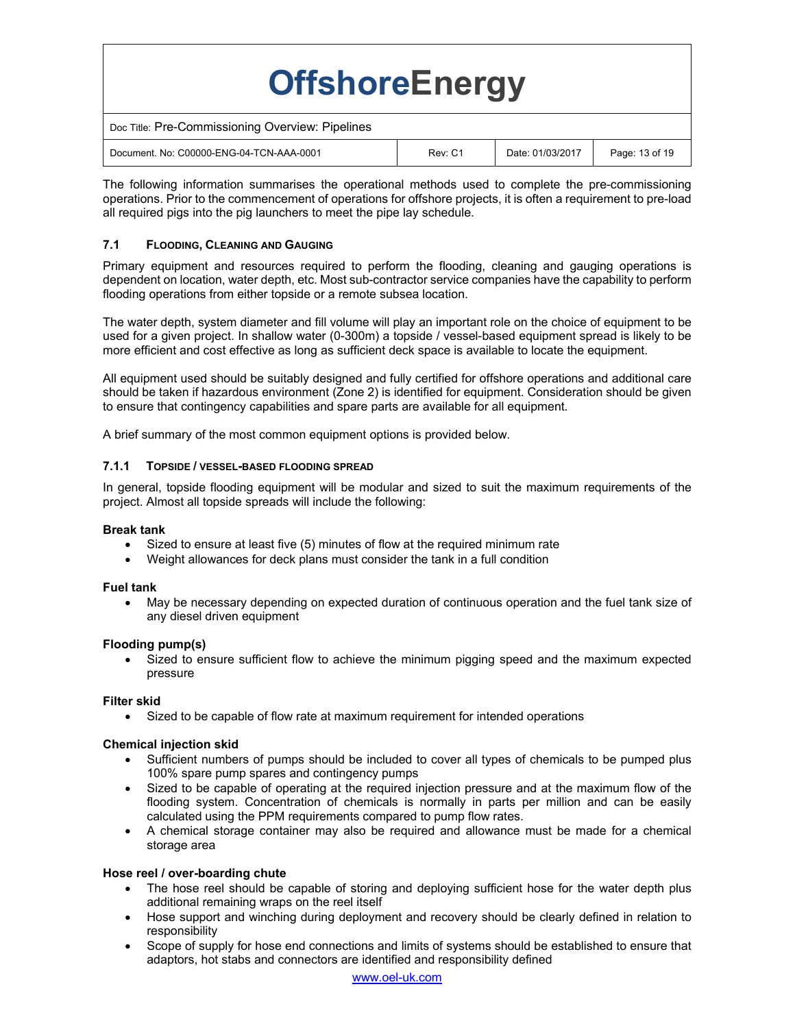The following information summarises the operational methods used to complete the pre-commissioning operations. Prior to the commencement of operations for offshore projects, it is often a requirement to pre-load all required pigs into the pig launchers to meet the pipe lay schedule.

## 7.1 FLOODING, CLEANING AND GAUGING

Primary equipment and resources required to perform the flooding, cleaning and gauging operations is dependent on location, water depth, etc. Most sub-contractor service companies have the capability to perform flooding operations from either topside or a remote subsea location.

The water depth, system diameter and fill volume will play an important role on the choice of equipment to be used for a given project. In shallow water (0-300m) a topside / vessel-based equipment spread is likely to be more efficient and cost effective as long as sufficient deck space is available to locate the equipment.

All equipment used should be suitably designed and fully certified for offshore operations and additional care should be taken if hazardous environment (Zone 2) is identified for equipment. Consideration should be given to ensure that contingency capabilities and spare parts are available for all equipment.

A brief summary of the most common equipment options is provided below.

### 7.1.1 TOPSIDE / VESSEL-BASED FLOODING SPREAD

In general, topside flooding equipment will be modular and sized to suit the maximum requirements of the project. Almost all topside spreads will include the following:

**Break tank**

- Sized to ensure at least five (5) minutes of flow at the required minimum rate
- Weight allowances for deck plans must consider the tank in a full condition

**Fuel tank**

- May be necessary depending on expected duration of continuous operation and the fuel tank size of any diesel driven equipment

**Flooding pump(s)**

- Sized to ensure sufficient flow to achieve the minimum pigging speed and the maximum expected pressure

**Filter skid**

- Sized to be capable of flow rate at maximum requirement for intended operations

**Chemical injection skid**

- Sufficient numbers of pumps should be included to cover all types of chemicals to be pumped plus 100% spare pump spares and contingency pumps
- Sized to be capable of operating at the required injection pressure and at the maximum flow of the flooding system. Concentration of chemicals is normally in parts per million and can be easily calculated using the PPM requirements compared to pump flow rates.
- A chemical storage container may also be required and allowance must be made for a chemical storage area

**Hose reel / over-boarding chute**

- The hose reel should be capable of storing and deploying sufficient hose for the water depth plus additional remaining wraps on the reel itself
- Hose support and winching during deployment and recovery should be clearly defined in relation to responsibility
- Scope of supply for hose end connections and limits of systems should be established to ensure that adaptors, hot stabs and connectors are identified and responsibility defined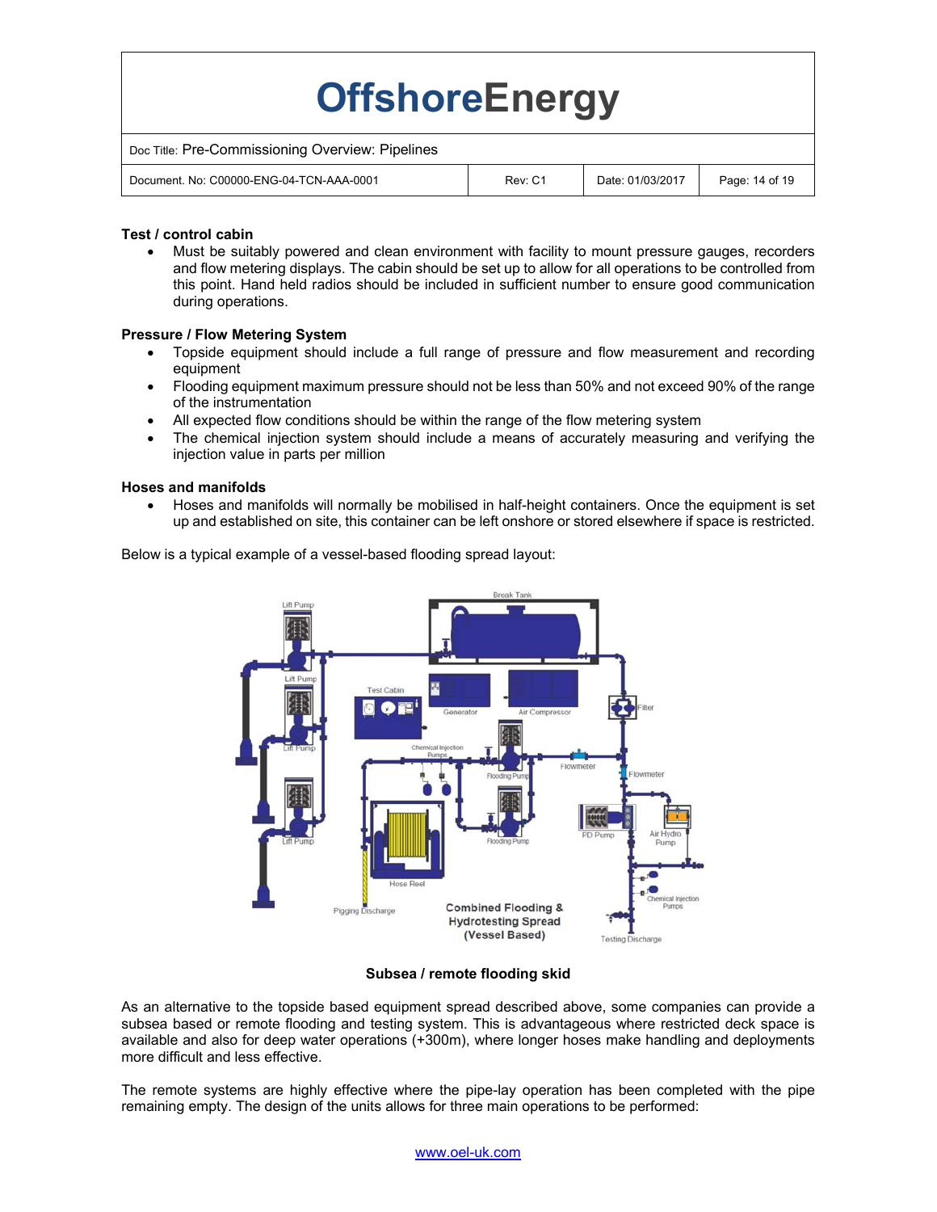**Test / control cabin**

- Must be suitably powered and clean environment with facility to mount pressure gauges, recorders and flow metering displays. The cabin should be set up to allow for all operations to be controlled from this point. Hand held radios should be included in sufficient number to ensure good communication during operations.

**Pressure / Flow Metering System**

- Topside equipment should include a full range of pressure and flow measurement and recording equipment
- Flooding equipment maximum pressure should not be less than 50% and not exceed 90% of the range of the instrumentation
- All expected flow conditions should be within the range of the flow metering system
- The chemical injection system should include a means of accurately measuring and verifying the injection value in parts per million

**Hoses and manifolds**

- Hoses and manifolds will normally be mobilised in half-height containers. Once the equipment is set up and established on site, this container can be left onshore or stored elsewhere if space is restricted.

Below is a typical example of a vessel-based flooding spread layout:

Combined Flooding & Hydrotesting Spread (Vessel Based)

**Subsea / remote flooding skid**

As an alternative to the topside based equipment spread described above, some companies can provide a subsea based or remote flooding and testing system. This is advantageous where restricted deck space is available and also for deep water operations (+300m), where longer hoses make handling and deployments more difficult and less effective.

The remote systems are highly effective where the pipe-lay operation has been completed with the pipe remaining empty. The design of the units allows for three main operations to be performed: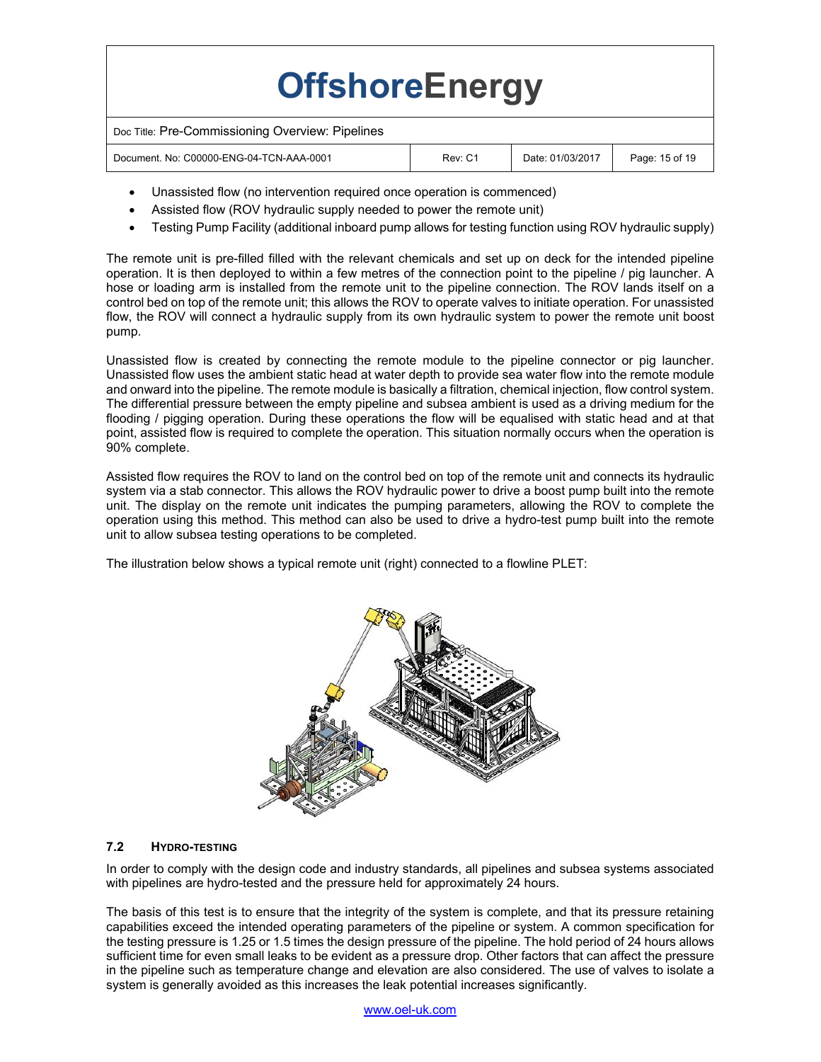- Unassisted flow (no intervention required once operation is commenced)
- Assisted flow (ROV hydraulic supply needed to power the remote unit)
- Testing Pump Facility (additional inboard pump allows for testing function using ROV hydraulic supply)

The remote unit is pre-filled filled with the relevant chemicals and set up on deck for the intended pipeline operation. It is then deployed to within a few metres of the connection point to the pipeline / pig launcher. A hose or loading arm is installed from the remote unit to the pipeline connection. The ROV lands itself on a control bed on top of the remote unit; this allows the ROV to operate valves to initiate operation. For unassisted flow, the ROV will connect a hydraulic supply from its own hydraulic system to power the remote unit boost pump.

Unassisted flow is created by connecting the remote module to the pipeline connector or pig launcher. Unassisted flow uses the ambient static head at water depth to provide sea water flow into the remote module and onward into the pipeline. The remote module is basically a filtration, chemical injection, flow control system. The differential pressure between the empty pipeline and subsea ambient is used as a driving medium for the flooding / pigging operation. During these operations the flow will be equalised with static head and at that point, assisted flow is required to complete the operation. This situation normally occurs when the operation is 90% complete.

Assisted flow requires the ROV to land on the control bed on top of the remote unit and connects its hydraulic system via a stab connector. This allows the ROV hydraulic power to drive a boost pump built into the remote unit. The display on the remote unit indicates the pumping parameters, allowing the ROV to complete the operation using this method. This method can also be used to drive a hydro-test pump built into the remote unit to allow subsea testing operations to be completed.

The illustration below shows a typical remote unit (right) connected to a flowline PLET:

### 7.2 Hydro-Testing

In order to comply with the design code and industry standards, all pipelines and subsea systems associated with pipelines are hydro-tested and the pressure held for approximately 24 hours.

The basis of this test is to ensure that the integrity of the system is complete, and that its pressure retaining capabilities exceed the intended operating parameters of the pipeline or system. A common specification for the testing pressure is 1.25 or 1.5 times the design pressure of the pipeline. The hold period of 24 hours allows sufficient time for even small leaks to be evident as a pressure drop. Other factors that can affect the pressure in the pipeline such as temperature change and elevation are also considered. The use of valves to isolate a system is generally avoided as this increases the leak potential increases significantly.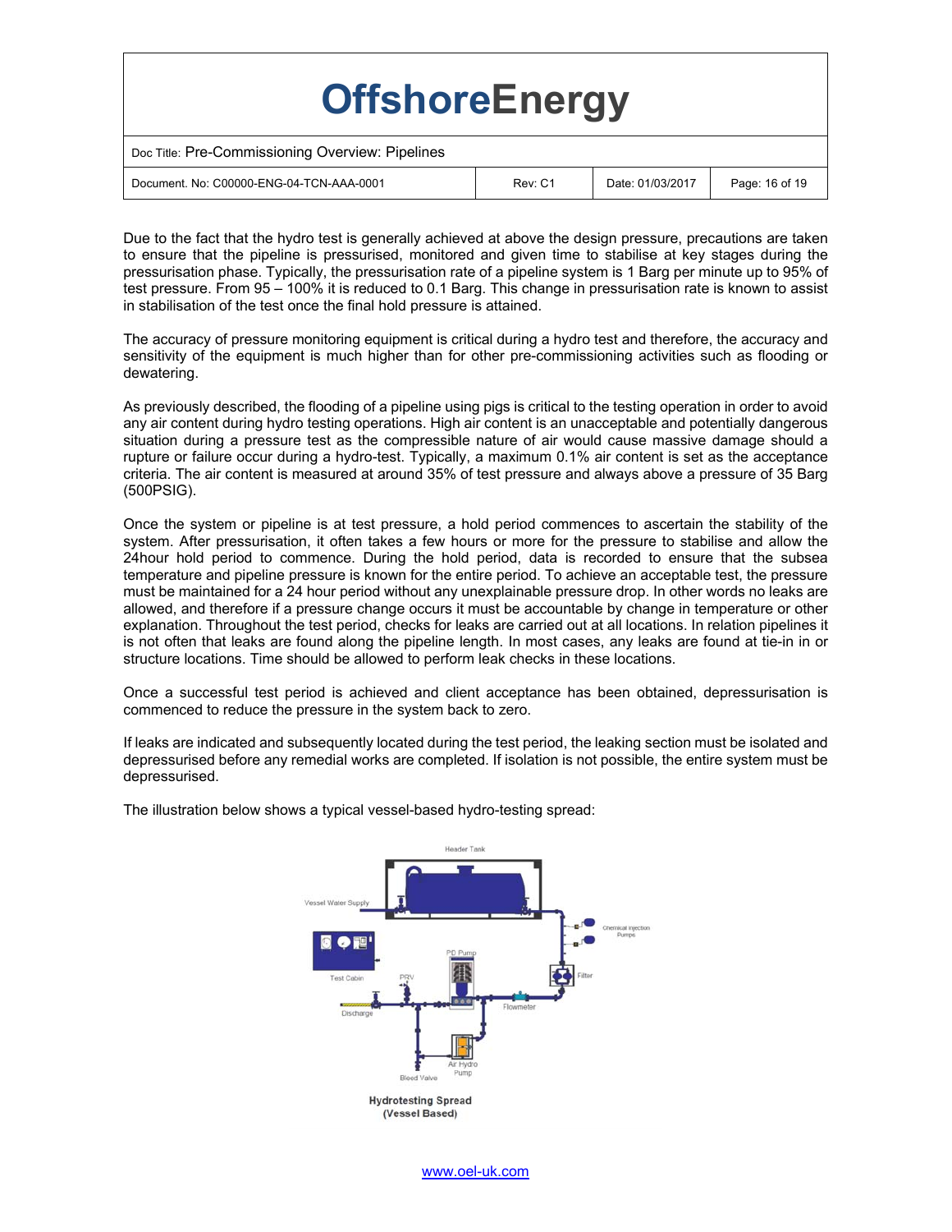Due to the fact that the hydro test is generally achieved at above the design pressure, precautions are taken to ensure that the pipeline is pressurised, monitored and given time to stabilise at key stages during the pressurisation phase. Typically, the pressurisation rate of a pipeline system is 1 Barg per minute up to 95% of test pressure. From 95 – 100% it is reduced to 0.1 Barg. This change in pressurisation rate is known to assist in stabilisation of the test once the final hold pressure is attained.

The accuracy of pressure monitoring equipment is critical during a hydro test and therefore, the accuracy and sensitivity of the equipment is much higher than for other pre-commissioning activities such as flooding or dewatering.

As previously described, the flooding of a pipeline using pigs is critical to the testing operation in order to avoid any air content during hydro testing operations. High air content is an unacceptable and potentially dangerous situation during a pressure test as the compressible nature of air would cause massive damage should a rupture or failure occur during a hydro-test. Typically, a maximum 0.1% air content is set as the acceptance criteria. The air content is measured at around 35% of test pressure and always above a pressure of 35 Barg (500PSIG).

Once the system or pipeline is at test pressure, a hold period commences to ascertain the stability of the system. After pressurisation, it often takes a few hours or more for the pressure to stabilise and allow the 24hour hold period to commence. During the hold period, data is recorded to ensure that the subsea temperature and pipeline pressure is known for the entire period. To achieve an acceptable test, the pressure must be maintained for a 24 hour period without any unexplainable pressure drop. In other words no leaks are allowed, and therefore if a pressure change occurs it must be accountable by change in temperature or other explanation. Throughout the test period, checks for leaks are carried out at all locations. In relation pipelines it is not often that leaks are found along the pipeline length. In most cases, any leaks are found at tie-in in or structure locations. Time should be allowed to perform leak checks in these locations.

Once a successful test period is achieved and client acceptance has been obtained, depressurisation is commenced to reduce the pressure in the system back to zero.

If leaks are indicated and subsequently located during the test period, the leaking section must be isolated and depressurised before any remedial works are completed. If isolation is not possible, the entire system must be depressurised.

The illustration below shows a typical vessel-based hydro-testing spread:

**Hydrotesting Spread (Vessel Based)**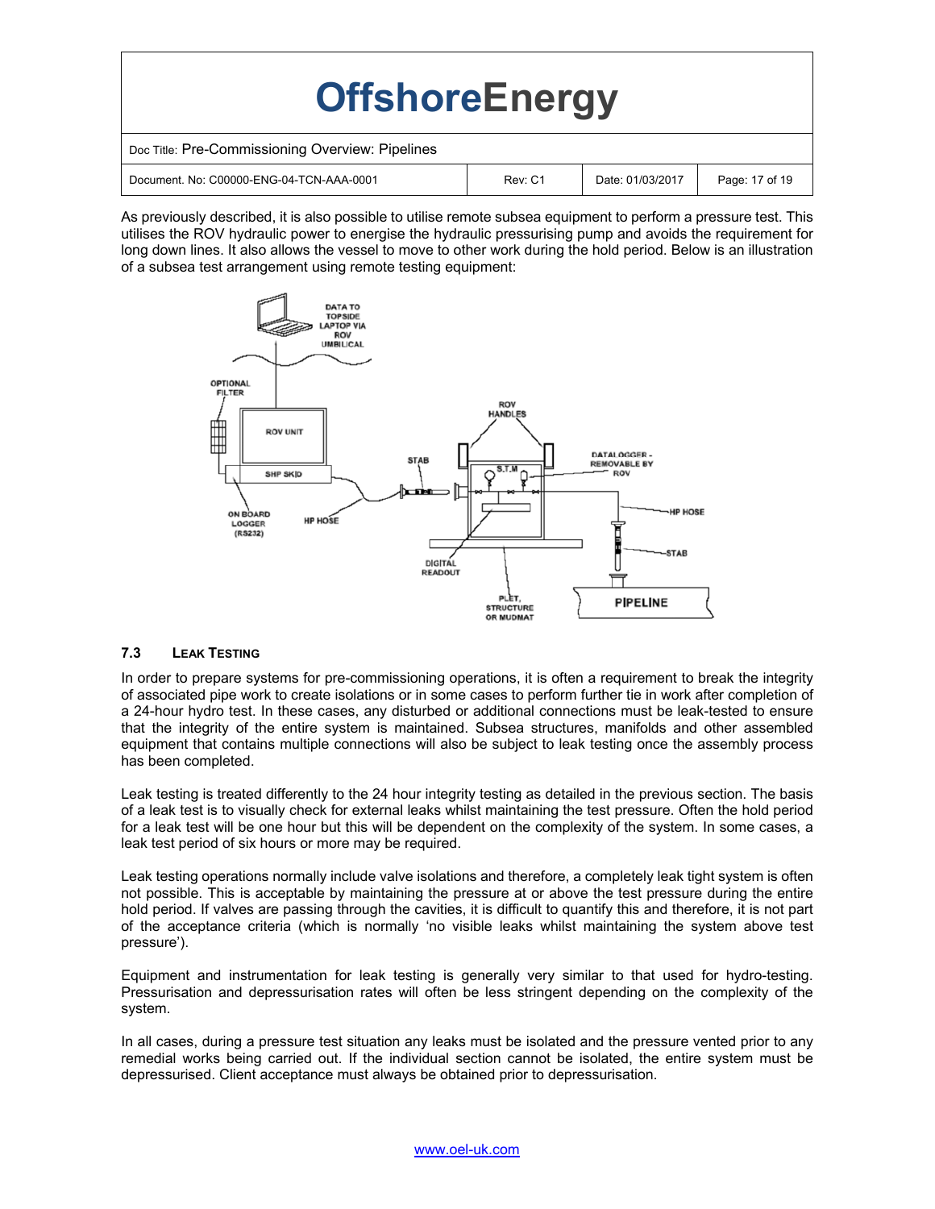As previously described, it is also possible to utilise remote subsea equipment to perform a pressure test. This utilises the ROV hydraulic power to energise the hydraulic pressurising pump and avoids the requirement for long down lines. It also allows the vessel to move to other work during the hold period. Below is an illustration of a subsea test arrangement using remote testing equipment:

## 7.3 LEAK TESTING

In order to prepare systems for pre-commissioning operations, it is often a requirement to break the integrity of associated pipe work to create isolations or in some cases to perform further tie in work after completion of a 24-hour hydro test. In these cases, any disturbed or additional connections must be leak-tested to ensure that the integrity of the entire system is maintained. Subsea structures, manifolds and other assembled equipment that contains multiple connections will also be subject to leak testing once the assembly process has been completed.

Leak testing is treated differently to the 24 hour integrity testing as detailed in the previous section. The basis of a leak test is to visually check for external leaks whilst maintaining the test pressure. Often the hold period for a leak test will be one hour but this will be dependent on the complexity of the system. In some cases, a leak test period of six hours or more may be required.

Leak testing operations normally include valve isolations and therefore, a completely leak tight system is often not possible. This is acceptable by maintaining the pressure at or above the test pressure during the entire hold period. If valves are passing through the cavities, it is difficult to quantify this and therefore, it is not part of the acceptance criteria (which is normally 'no visible leaks whilst maintaining the system above test pressure').

Equipment and instrumentation for leak testing is generally very similar to that used for hydro-testing. Pressurisation and depressurisation rates will often be less stringent depending on the complexity of the system.

In all cases, during a pressure test situation any leaks must be isolated and the pressure vented prior to any remedial works being carried out. If the individual section cannot be isolated, the entire system must be depressurised. Client acceptance must always be obtained prior to depressurisation.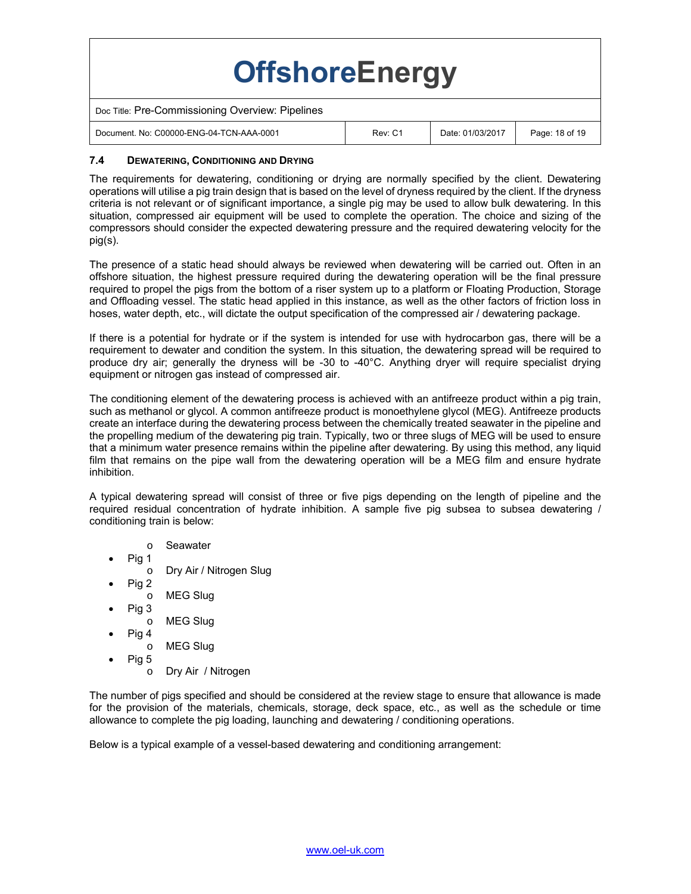### 7.4 DEWATERING, CONDITIONING AND DRYING

The requirements for dewatering, conditioning or drying are normally specified by the client. Dewatering operations will utilise a pig train design that is based on the level of dryness required by the client. If the dryness criteria is not relevant or of significant importance, a single pig may be used to allow bulk dewatering. In this situation, compressed air equipment will be used to complete the operation. The choice and sizing of the compressors should consider the expected dewatering pressure and the required dewatering velocity for the pig(s).

The presence of a static head should always be reviewed when dewatering will be carried out. Often in an offshore situation, the highest pressure required during the dewatering operation will be the final pressure required to propel the pigs from the bottom of a riser system up to a platform or Floating Production, Storage and Offloading vessel. The static head applied in this instance, as well as the other factors of friction loss in hoses, water depth, etc., will dictate the output specification of the compressed air / dewatering package.

If there is a potential for hydrate or if the system is intended for use with hydrocarbon gas, there will be a requirement to dewater and condition the system. In this situation, the dewatering spread will be required to produce dry air; generally the dryness will be -30 to -40°C. Anything dryer will require specialist drying equipment or nitrogen gas instead of compressed air.

The conditioning element of the dewatering process is achieved with an antifreeze product within a pig train, such as methanol or glycol. A common antifreeze product is monoethylene glycol (MEG). Antifreeze products create an interface during the dewatering process between the chemically treated seawater in the pipeline and the propelling medium of the dewatering pig train. Typically, two or three slugs of MEG will be used to ensure that a minimum water presence remains within the pipeline after dewatering. By using this method, any liquid film that remains on the pipe wall from the dewatering operation will be a MEG film and ensure hydrate inhibition.

A typical dewatering spread will consist of three or five pigs depending on the length of pipeline and the required residual concentration of hydrate inhibition. A sample five pig subsea to subsea dewatering / conditioning train is below:

  - Seawater
- Pig 1
  - Dry Air / Nitrogen Slug
- Pig 2
  - MEG Slug
- Pig 3
  - MEG Slug
- Pig 4
  - MEG Slug
- Pig 5
  - Dry Air / Nitrogen

The number of pigs specified and should be considered at the review stage to ensure that allowance is made for the provision of the materials, chemicals, storage, deck space, etc., as well as the schedule or time allowance to complete the pig loading, launching and dewatering / conditioning operations.

Below is a typical example of a vessel-based dewatering and conditioning arrangement: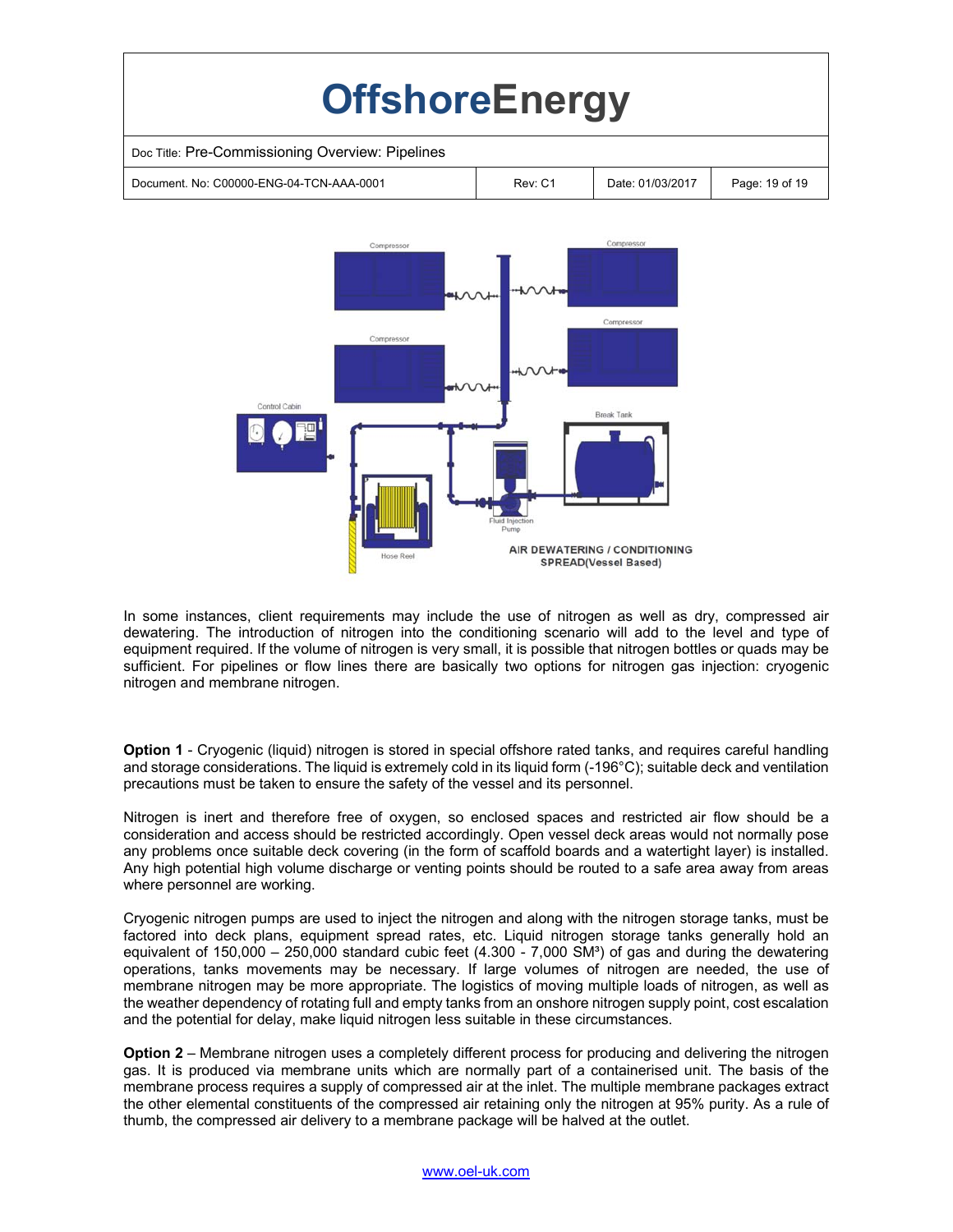Compressor

Compressor

Compressor

Compressor

Control Cabin

Break Tank

Fluid Injection Pump

Hose Reel

AIR DEWATERING / CONDITIONING SPREAD(Vessel Based)

In some instances, client requirements may include the use of nitrogen as well as dry, compressed air dewatering. The introduction of nitrogen into the conditioning scenario will add to the level and type of equipment required. If the volume of nitrogen is very small, it is possible that nitrogen bottles or quads may be sufficient. For pipelines or flow lines there are basically two options for nitrogen gas injection: cryogenic nitrogen and membrane nitrogen.

**Option 1** - Cryogenic (liquid) nitrogen is stored in special offshore rated tanks, and requires careful handling and storage considerations. The liquid is extremely cold in its liquid form (-196°C); suitable deck and ventilation precautions must be taken to ensure the safety of the vessel and its personnel.

Nitrogen is inert and therefore free of oxygen, so enclosed spaces and restricted air flow should be a consideration and access should be restricted accordingly. Open vessel deck areas would not normally pose any problems once suitable deck covering (in the form of scaffold boards and a watertight layer) is installed. Any high potential high volume discharge or venting points should be routed to a safe area away from areas where personnel are working.

Cryogenic nitrogen pumps are used to inject the nitrogen and along with the nitrogen storage tanks, must be factored into deck plans, equipment spread rates, etc. Liquid nitrogen storage tanks generally hold an equivalent of 150,000 – 250,000 standard cubic feet (4.300 - 7,000 SM³) of gas and during the dewatering operations, tanks movements may be necessary. If large volumes of nitrogen are needed, the use of membrane nitrogen may be more appropriate. The logistics of moving multiple loads of nitrogen, as well as the weather dependency of rotating full and empty tanks from an onshore nitrogen supply point, cost escalation and the potential for delay, make liquid nitrogen less suitable in these circumstances.

**Option 2** – Membrane nitrogen uses a completely different process for producing and delivering the nitrogen gas. It is produced via membrane units which are normally part of a containerised unit. The basis of the membrane process requires a supply of compressed air at the inlet. The multiple membrane packages extract the other elemental constituents of the compressed air retaining only the nitrogen at 95% purity. As a rule of thumb, the compressed air delivery to a membrane package will be halved at the outlet.

www.oel-uk.com